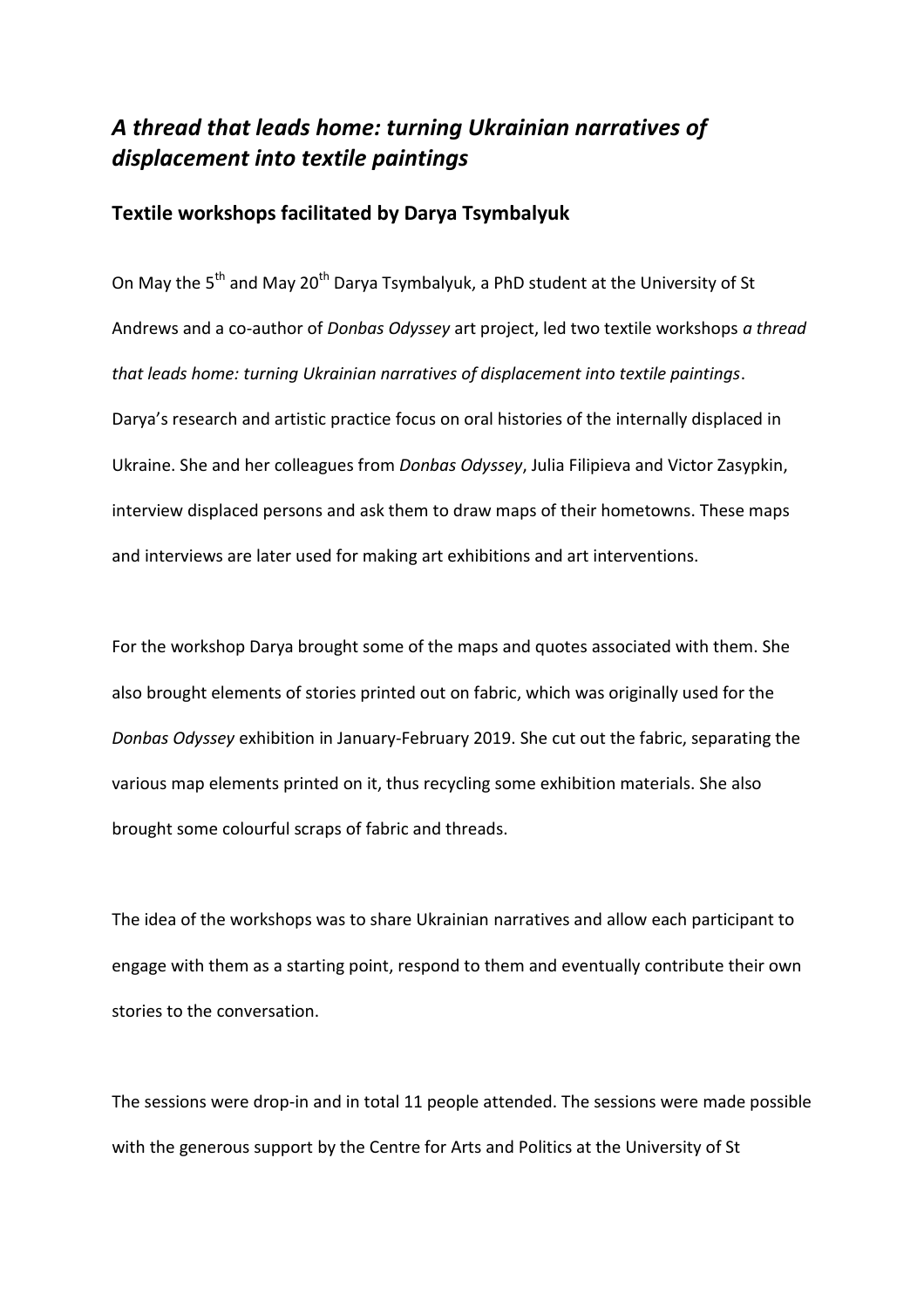# *A thread that leads home: turning Ukrainian narratives of displacement into textile paintings*

## Textile workshops facilitated by Darya Tsymbalyuk

On May the 5th and May 20th Darya Tsymbalyuk, a PhD student at the University of St Andrews and a co-author of *Donbas Odyssey* art project, led two textile workshops *a thread that leads home: turning Ukrainian narratives of displacement into textile paintings*. Darya's research and artistic practice focus on oral histories of the internally displaced in Ukraine. She and her colleagues from *Donbas Odyssey*, Julia Filipieva and Victor Zasypkin, interview displaced persons and ask them to draw maps of their hometowns. These maps and interviews are later used for making art exhibitions and art interventions.

For the workshop Darya brought some of the maps and quotes associated with them. She also brought elements of stories printed out on fabric, which was originally used for the *Donbas Odyssey* exhibition in January-February 2019. She cut out the fabric, separating the various map elements printed on it, thus recycling some exhibition materials. She also brought some colourful scraps of fabric and threads.

The idea of the workshops was to share Ukrainian narratives and allow each participant to engage with them as a starting point, respond to them and eventually contribute their own stories to the conversation.

The sessions were drop-in and in total 11 people attended. The sessions were made possible with the generous support by the Centre for Arts and Politics at the University of St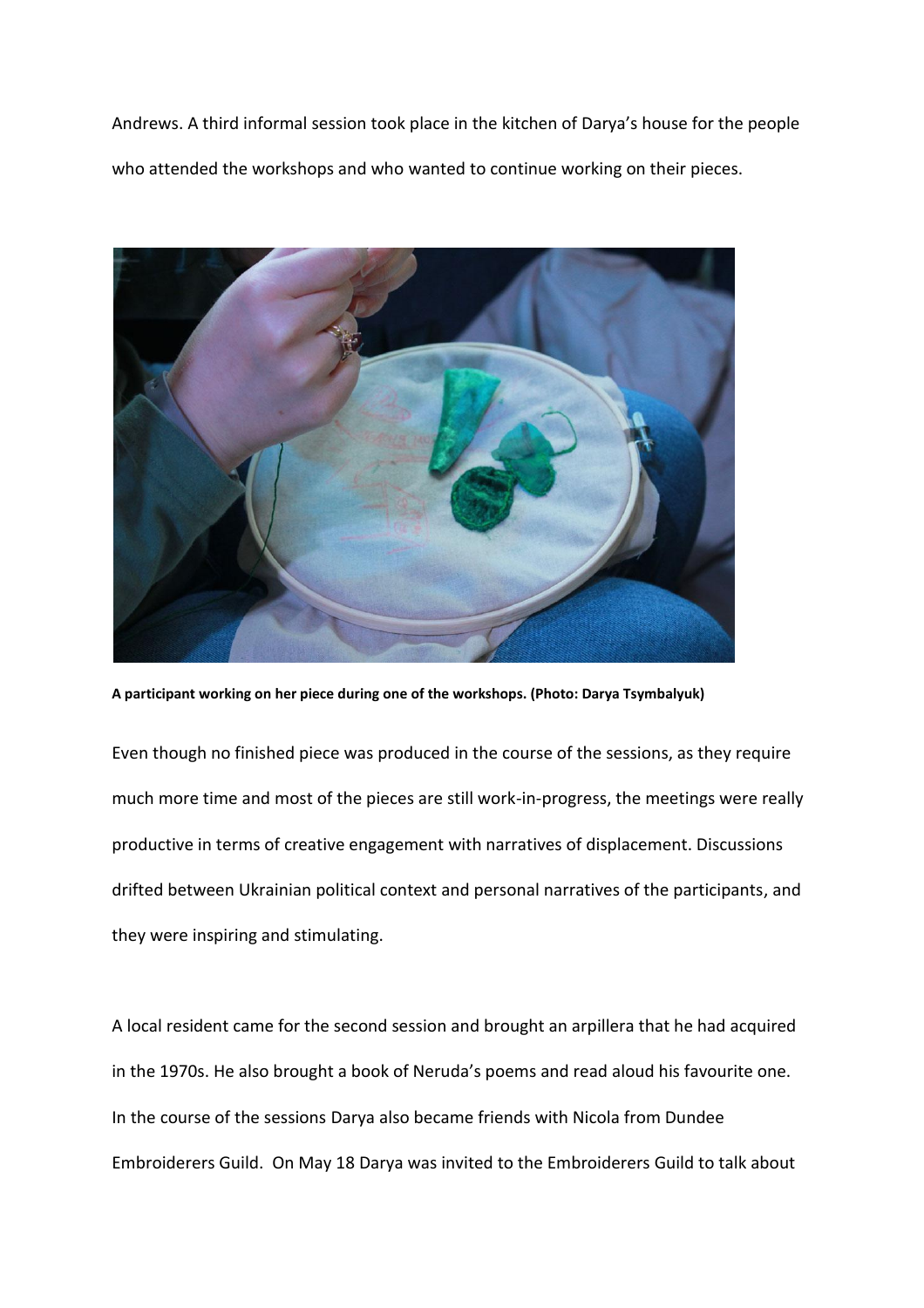Andrews. A third informal session took place in the kitchen of Darya's house for the people who attended the workshops and who wanted to continue working on their pieces.

**A participant working on her piece during one of the workshops. (Photo: Darya Tsymbalyuk)**

Even though no finished piece was produced in the course of the sessions, as they require much more time and most of the pieces are still work-in-progress, the meetings were really productive in terms of creative engagement with narratives of displacement. Discussions drifted between Ukrainian political context and personal narratives of the participants, and they were inspiring and stimulating.

A local resident came for the second session and brought an arpillera that he had acquired in the 1970s. He also brought a book of Neruda's poems and read aloud his favourite one. In the course of the sessions Darya also became friends with Nicola from Dundee Embroiderers Guild. On May 18 Darya was invited to the Embroiderers Guild to talk about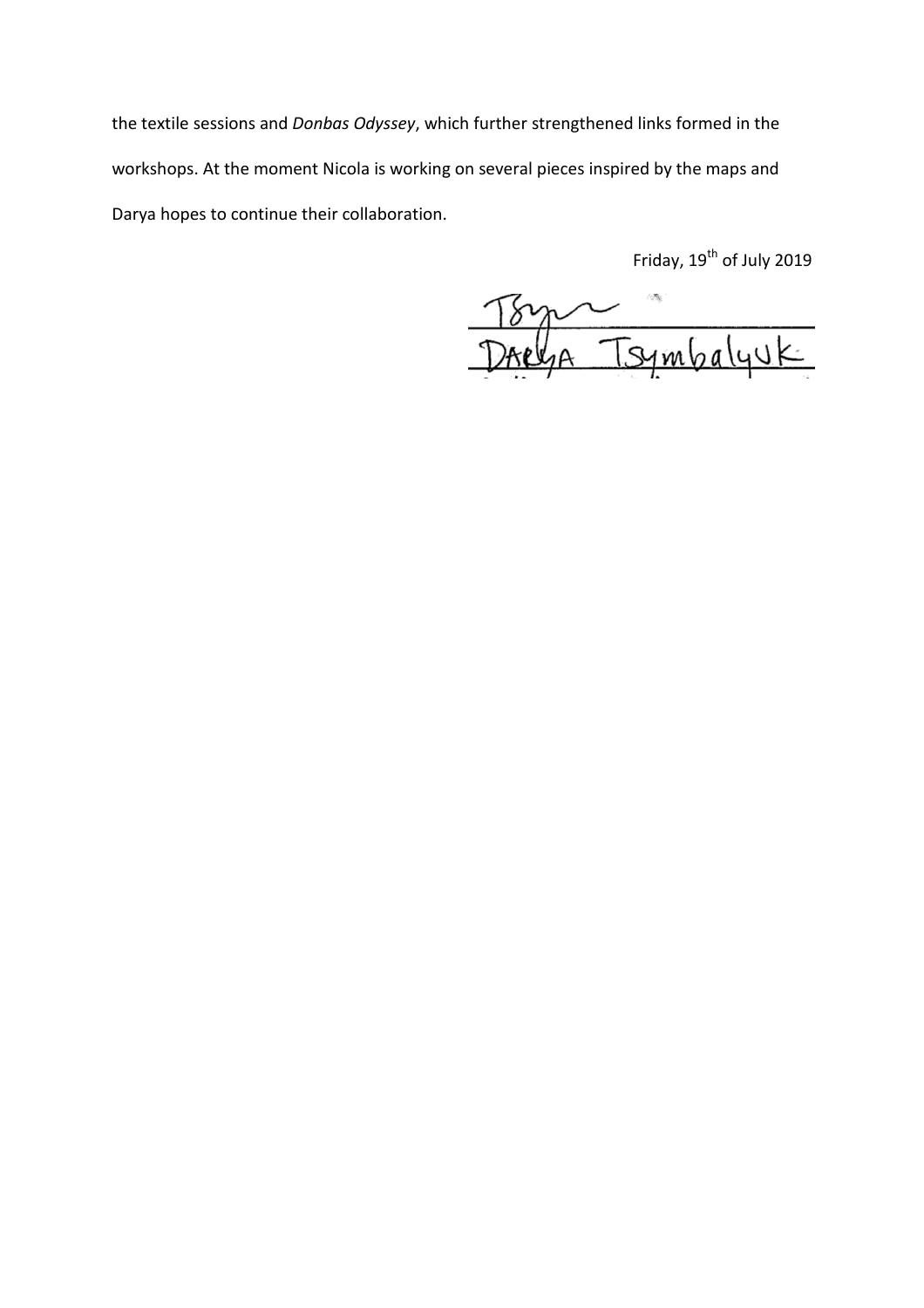the textile sessions and *Donbas Odyssey*, which further strengthened links formed in the workshops. At the moment Nicola is working on several pieces inspired by the maps and Darya hopes to continue their collaboration.

Friday, 19th of July 2019

Darya Tsymbalyuk